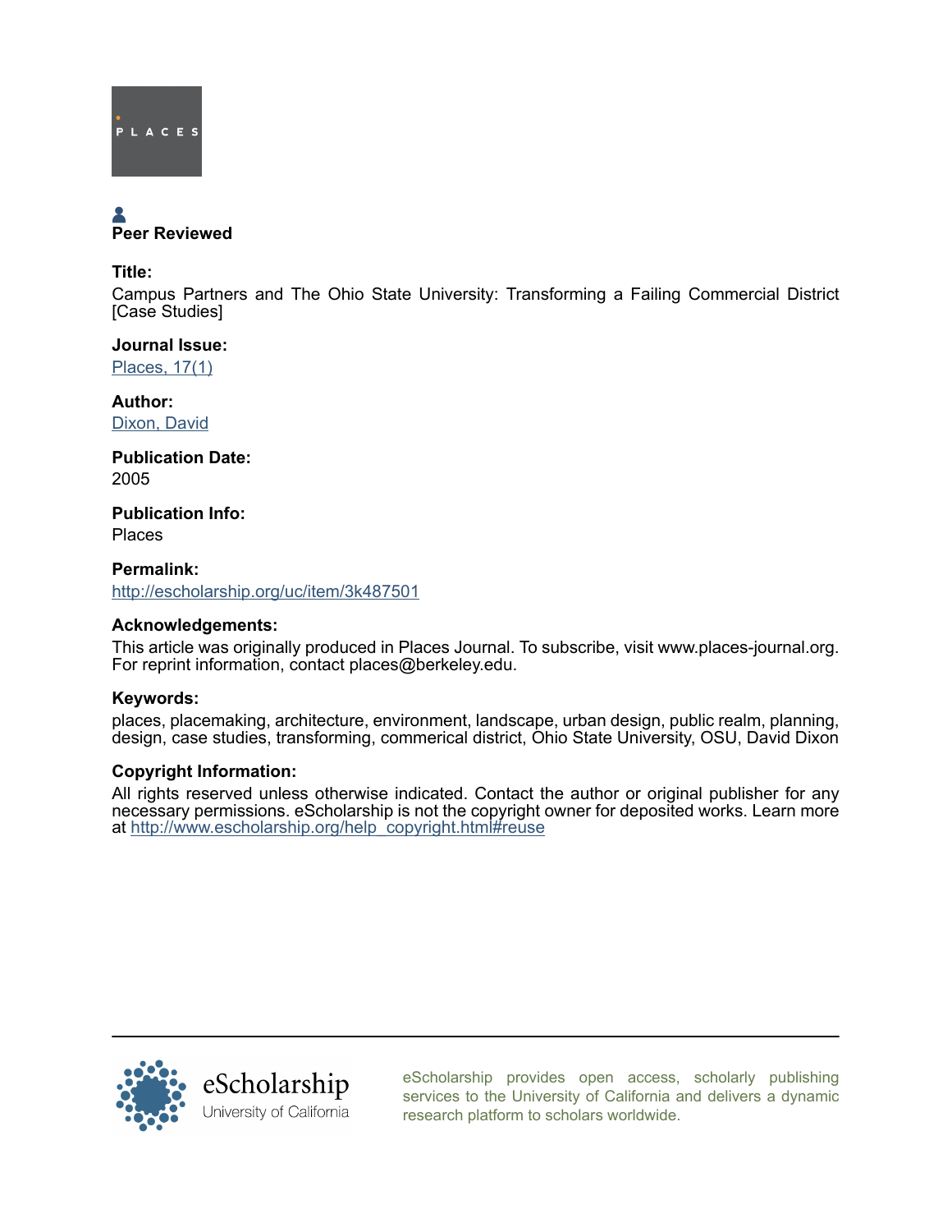PLACES

Peer Reviewed

**Title:**

Campus Partners and The Ohio State University: Transforming a Failing Commercial District [Case Studies]

**Journal Issue:**

[Places, 17(1)](#)

**Author:**

[Dixon, David](#)

**Publication Date:**

2005

**Publication Info:**

Places

**Permalink:**

[http://escholarship.org/uc/item/3k487501](http://escholarship.org/uc/item/3k487501)

**Acknowledgements:**

This article was originally produced in Places Journal. To subscribe, visit www.places-journal.org. For reprint information, contact places@berkeley.edu.

**Keywords:**

places, placemaking, architecture, environment, landscape, urban design, public realm, planning, design, case studies, transforming, commerical district, Ohio State University, OSU, David Dixon

**Copyright Information:**

All rights reserved unless otherwise indicated. Contact the author or original publisher for any necessary permissions. eScholarship is not the copyright owner for deposited works. Learn more at [http://www.escholarship.org/help_copyright.html#reuse](http://www.escholarship.org/help_copyright.html#reuse)

eScholarship
University of California

eScholarship provides open access, scholarly publishing services to the University of California and delivers a dynamic research platform to scholars worldwide.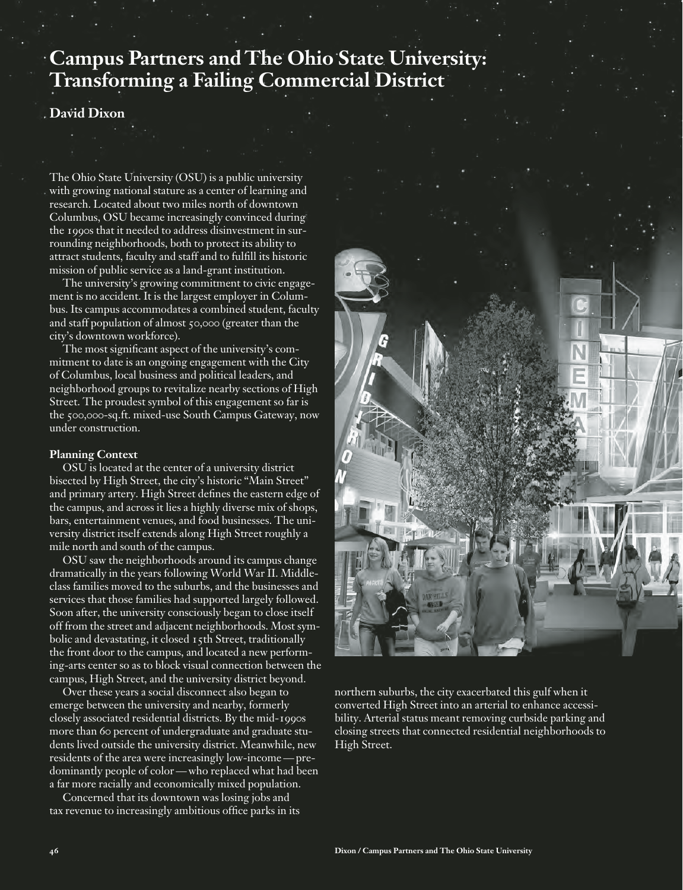# Campus Partners and The Ohio State University: Transforming a Failing Commercial District

**David Dixon**

The Ohio State University (OSU) is a public university with growing national stature as a center of learning and research. Located about two miles north of downtown Columbus, OSU became increasingly convinced during the 1990s that it needed to address disinvestment in surrounding neighborhoods, both to protect its ability to attract students, faculty and staff and to fulfill its historic mission of public service as a land-grant institution.

The university's growing commitment to civic engagement is no accident. It is the largest employer in Columbus. Its campus accommodates a combined student, faculty and staff population of almost 50,000 (greater than the city's downtown workforce).

The most significant aspect of the university's commitment to date is an ongoing engagement with the City of Columbus, local business and political leaders, and neighborhood groups to revitalize nearby sections of High Street. The proudest symbol of this engagement so far is the 500,000-sq.ft. mixed-use South Campus Gateway, now under construction.

**Planning Context**

OSU is located at the center of a university district bisected by High Street, the city's historic "Main Street" and primary artery. High Street defines the eastern edge of the campus, and across it lies a highly diverse mix of shops, bars, entertainment venues, and food businesses. The university district itself extends along High Street roughly a mile north and south of the campus.

OSU saw the neighborhoods around its campus change dramatically in the years following World War II. Middle-class families moved to the suburbs, and the businesses and services that those families had supported largely followed. Soon after, the university consciously began to close itself off from the street and adjacent neighborhoods. Most symbolic and devastating, it closed 15th Street, traditionally the front door to the campus, and located a new performing-arts center so as to block visual connection between the campus, High Street, and the university district beyond.

Over these years a social disconnect also began to emerge between the university and nearby, formerly closely associated residential districts. By the mid-1990s more than 60 percent of undergraduate and graduate students lived outside the university district. Meanwhile, new residents of the area were increasingly low-income — predominantly people of color — who replaced what had been a far more racially and economically mixed population.

Concerned that its downtown was losing jobs and tax revenue to increasingly ambitious office parks in its northern suburbs, the city exacerbated this gulf when it converted High Street into an arterial to enhance accessibility. Arterial status meant removing curbside parking and closing streets that connected residential neighborhoods to High Street.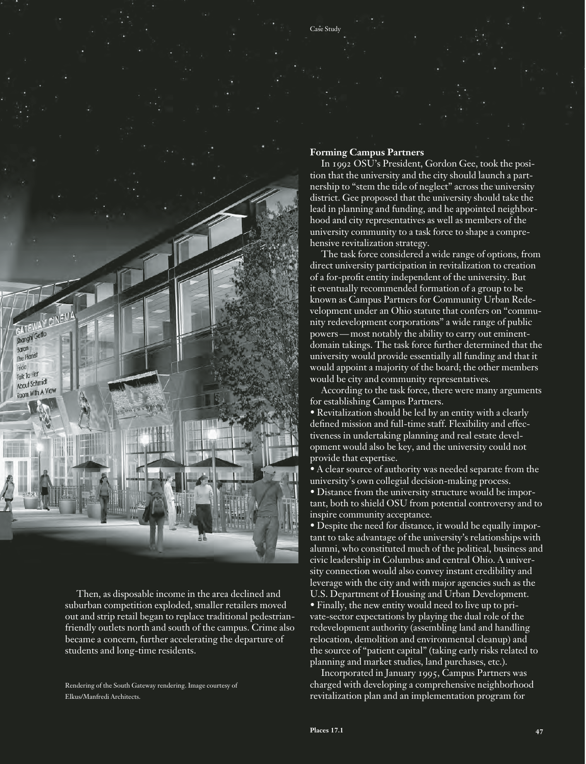Then, as disposable income in the area declined and suburban competition exploded, smaller retailers moved out and strip retail began to replace traditional pedestrian-friendly outlets north and south of the campus. Crime also became a concern, further accelerating the departure of students and long-time residents.

Rendering of the South Gateway rendering. Image courtesy of Elkus/Manfredi Architects.

## Forming Campus Partners

In 1992 OSU's President, Gordon Gee, took the position that the university and the city should launch a partnership to "stem the tide of neglect" across the university district. Gee proposed that the university should take the lead in planning and funding, and he appointed neighborhood and city representatives as well as members of the university community to a task force to shape a comprehensive revitalization strategy.

The task force considered a wide range of options, from direct university participation in revitalization to creation of a for-profit entity independent of the university. But it eventually recommended formation of a group to be known as Campus Partners for Community Urban Redevelopment under an Ohio statute that confers on "community redevelopment corporations" a wide range of public powers—most notably the ability to carry out eminent-domain takings. The task force further determined that the university would provide essentially all funding and that it would appoint a majority of the board; the other members would be city and community representatives.

According to the task force, there were many arguments for establishing Campus Partners.

- Revitalization should be led by an entity with a clearly defined mission and full-time staff. Flexibility and effectiveness in undertaking planning and real estate development would also be key, and the university could not provide that expertise.
- A clear source of authority was needed separate from the university's own collegial decision-making process.
- Distance from the university structure would be important, both to shield OSU from potential controversy and to inspire community acceptance.
- Despite the need for distance, it would be equally important to take advantage of the university's relationships with alumni, who constituted much of the political, business and civic leadership in Columbus and central Ohio. A university connection would also convey instant credibility and leverage with the city and with major agencies such as the U.S. Department of Housing and Urban Development.
- Finally, the new entity would need to live up to private-sector expectations by playing the dual role of the redevelopment authority (assembling land and handling relocation, demolition and environmental cleanup) and the source of "patient capital" (taking early risks related to planning and market studies, land purchases, etc.).

Incorporated in January 1995, Campus Partners was charged with developing a comprehensive neighborhood revitalization plan and an implementation program for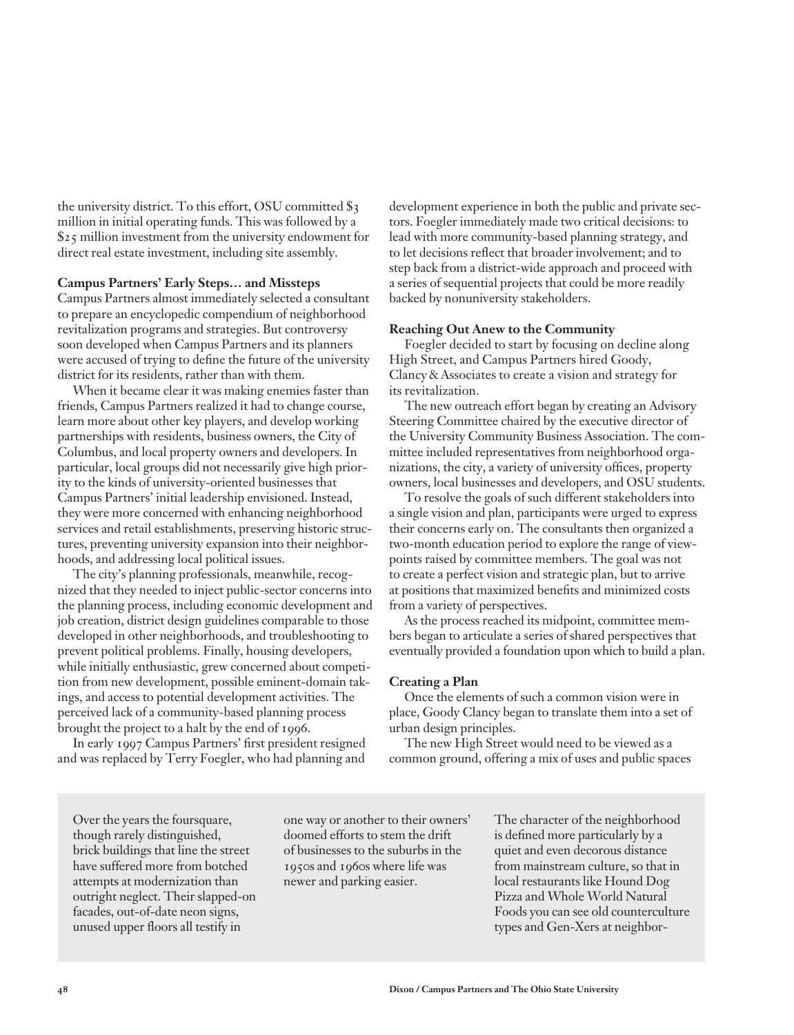the university district. To this effort, OSU committed $3 million in initial operating funds. This was followed by a $25 million investment from the university endowment for direct real estate investment, including site assembly.

**Campus Partners' Early Steps… and Missteps**

Campus Partners almost immediately selected a consultant to prepare an encyclopedic compendium of neighborhood revitalization programs and strategies. But controversy soon developed when Campus Partners and its planners were accused of trying to define the future of the university district for its residents, rather than with them.

When it became clear it was making enemies faster than friends, Campus Partners realized it had to change course, learn more about other key players, and develop working partnerships with residents, business owners, the City of Columbus, and local property owners and developers. In particular, local groups did not necessarily give high priority to the kinds of university-oriented businesses that Campus Partners' initial leadership envisioned. Instead, they were more concerned with enhancing neighborhood services and retail establishments, preserving historic structures, preventing university expansion into their neighborhoods, and addressing local political issues.

The city's planning professionals, meanwhile, recognized that they needed to inject public-sector concerns into the planning process, including economic development and job creation, district design guidelines comparable to those developed in other neighborhoods, and troubleshooting to prevent political problems. Finally, housing developers, while initially enthusiastic, grew concerned about competition from new development, possible eminent-domain takings, and access to potential development activities. The perceived lack of a community-based planning process brought the project to a halt by the end of 1996.

In early 1997 Campus Partners' first president resigned and was replaced by Terry Foegler, who had planning and development experience in both the public and private sectors. Foegler immediately made two critical decisions: to lead with more community-based planning strategy, and to let decisions reflect that broader involvement; and to step back from a district-wide approach and proceed with a series of sequential projects that could be more readily backed by nonuniversity stakeholders.

**Reaching Out Anew to the Community**

Foegler decided to start by focusing on decline along High Street, and Campus Partners hired Goody, Clancy & Associates to create a vision and strategy for its revitalization.

The new outreach effort began by creating an Advisory Steering Committee chaired by the executive director of the University Community Business Association. The committee included representatives from neighborhood organizations, the city, a variety of university offices, property owners, local businesses and developers, and OSU students.

To resolve the goals of such different stakeholders into a single vision and plan, participants were urged to express their concerns early on. The consultants then organized a two-month education period to explore the range of viewpoints raised by committee members. The goal was not to create a perfect vision and strategic plan, but to arrive at positions that maximized benefits and minimized costs from a variety of perspectives.

As the process reached its midpoint, committee members began to articulate a series of shared perspectives that eventually provided a foundation upon which to build a plan.

**Creating a Plan**

Once the elements of such a common vision were in place, Goody Clancy began to translate them into a set of urban design principles.

The new High Street would need to be viewed as a common ground, offering a mix of uses and public spaces

Over the years the foursquare, though rarely distinguished, brick buildings that line the street have suffered more from botched attempts at modernization than outright neglect. Their slapped-on facades, out-of-date neon signs, unused upper floors all testify in one way or another to their owners' doomed efforts to stem the drift of businesses to the suburbs in the 1950s and 1960s where life was newer and parking easier.

The character of the neighborhood is defined more particularly by a quiet and even decorous distance from mainstream culture, so that in local restaurants like Hound Dog Pizza and Whole World Natural Foods you can see old counterculture types and Gen-Xers at neighbor-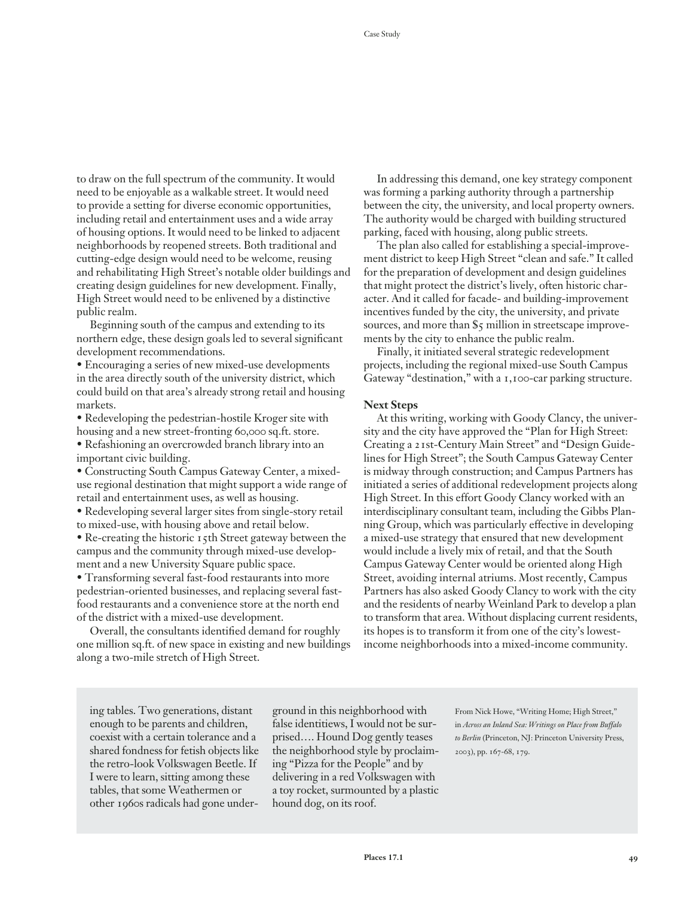to draw on the full spectrum of the community. It would need to be enjoyable as a walkable street. It would need to provide a setting for diverse economic opportunities, including retail and entertainment uses and a wide array of housing options. It would need to be linked to adjacent neighborhoods by reopened streets. Both traditional and cutting-edge design would need to be welcome, reusing and rehabilitating High Street's notable older buildings and creating design guidelines for new development. Finally, High Street would need to be enlivened by a distinctive public realm.

Beginning south of the campus and extending to its northern edge, these design goals led to several significant development recommendations.

- Encouraging a series of new mixed-use developments in the area directly south of the university district, which could build on that area's already strong retail and housing markets.
- Redeveloping the pedestrian-hostile Kroger site with housing and a new street-fronting 60,000 sq.ft. store.
- Refashioning an overcrowded branch library into an important civic building.
- Constructing South Campus Gateway Center, a mixed-use regional destination that might support a wide range of retail and entertainment uses, as well as housing.
- Redeveloping several larger sites from single-story retail to mixed-use, with housing above and retail below.
- Re-creating the historic 15th Street gateway between the campus and the community through mixed-use development and a new University Square public space.
- Transforming several fast-food restaurants into more pedestrian-oriented businesses, and replacing several fast-food restaurants and a convenience store at the north end of the district with a mixed-use development.

Overall, the consultants identified demand for roughly one million sq.ft. of new space in existing and new buildings along a two-mile stretch of High Street.

In addressing this demand, one key strategy component was forming a parking authority through a partnership between the city, the university, and local property owners. The authority would be charged with building structured parking, faced with housing, along public streets.

The plan also called for establishing a special-improvement district to keep High Street "clean and safe." It called for the preparation of development and design guidelines that might protect the district's lively, often historic character. And it called for facade- and building-improvement incentives funded by the city, the university, and private sources, and more than $5 million in streetscape improvements by the city to enhance the public realm.

Finally, it initiated several strategic redevelopment projects, including the regional mixed-use South Campus Gateway "destination," with a 1,100-car parking structure.

**Next Steps**

At this writing, working with Goody Clancy, the university and the city have approved the "Plan for High Street: Creating a 21st-Century Main Street" and "Design Guidelines for High Street"; the South Campus Gateway Center is midway through construction; and Campus Partners has initiated a series of additional redevelopment projects along High Street. In this effort Goody Clancy worked with an interdisciplinary consultant team, including the Gibbs Planning Group, which was particularly effective in developing a mixed-use strategy that ensured that new development would include a lively mix of retail, and that the South Campus Gateway Center would be oriented along High Street, avoiding internal atriums. Most recently, Campus Partners has also asked Goody Clancy to work with the city and the residents of nearby Weinland Park to develop a plan to transform that area. Without displacing current residents, its hopes is to transform it from one of the city's lowest-income neighborhoods into a mixed-income community.

ing tables. Two generations, distant enough to be parents and children, coexist with a certain tolerance and a shared fondness for fetish objects like the retro-look Volkswagen Beetle. If I were to learn, sitting among these tables, that some Weathermen or other 1960s radicals had gone underground in this neighborhood with false identitiews, I would not be surprised…. Hound Dog gently teases the neighborhood style by proclaiming "Pizza for the People" and by delivering in a red Volkswagen with a toy rocket, surmounted by a plastic hound dog, on its roof.

From Nick Howe, "Writing Home; High Street," in *Across an Inland Sea: Writings on Place from Buffalo to Berlin* (Princeton, NJ: Princeton University Press, 2003), pp. 167-68, 179.